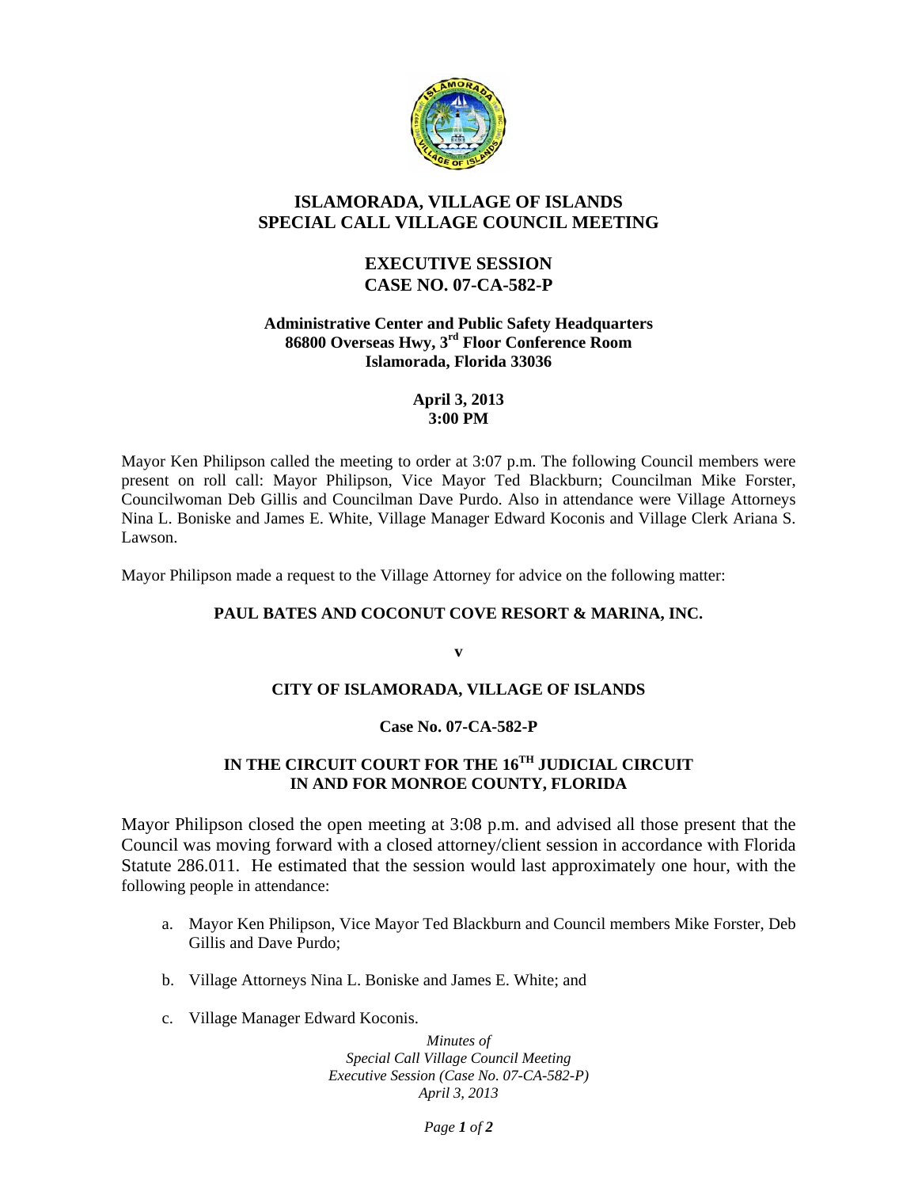# ISLAMORADA, VILLAGE OF ISLANDS
# SPECIAL CALL VILLAGE COUNCIL MEETING

## EXECUTIVE SESSION
## CASE NO. 07-CA-582-P

**Administrative Center and Public Safety Headquarters**
**86800 Overseas Hwy, 3rd Floor Conference Room**
**Islamorada, Florida 33036**

**April 3, 2013**
**3:00 PM**

Mayor Ken Philipson called the meeting to order at 3:07 p.m. The following Council members were present on roll call: Mayor Philipson, Vice Mayor Ted Blackburn; Councilman Mike Forster, Councilwoman Deb Gillis and Councilman Dave Purdo. Also in attendance were Village Attorneys Nina L. Boniske and James E. White, Village Manager Edward Koconis and Village Clerk Ariana S. Lawson.

Mayor Philipson made a request to the Village Attorney for advice on the following matter:

**PAUL BATES AND COCONUT COVE RESORT & MARINA, INC.**

**v**

**CITY OF ISLAMORADA, VILLAGE OF ISLANDS**

**Case No. 07-CA-582-P**

**IN THE CIRCUIT COURT FOR THE 16TH JUDICIAL CIRCUIT IN AND FOR MONROE COUNTY, FLORIDA**

Mayor Philipson closed the open meeting at 3:08 p.m. and advised all those present that the Council was moving forward with a closed attorney/client session in accordance with Florida Statute 286.011. He estimated that the session would last approximately one hour, with the following people in attendance:

a. Mayor Ken Philipson, Vice Mayor Ted Blackburn and Council members Mike Forster, Deb Gillis and Dave Purdo;

b. Village Attorneys Nina L. Boniske and James E. White; and

c. Village Manager Edward Koconis.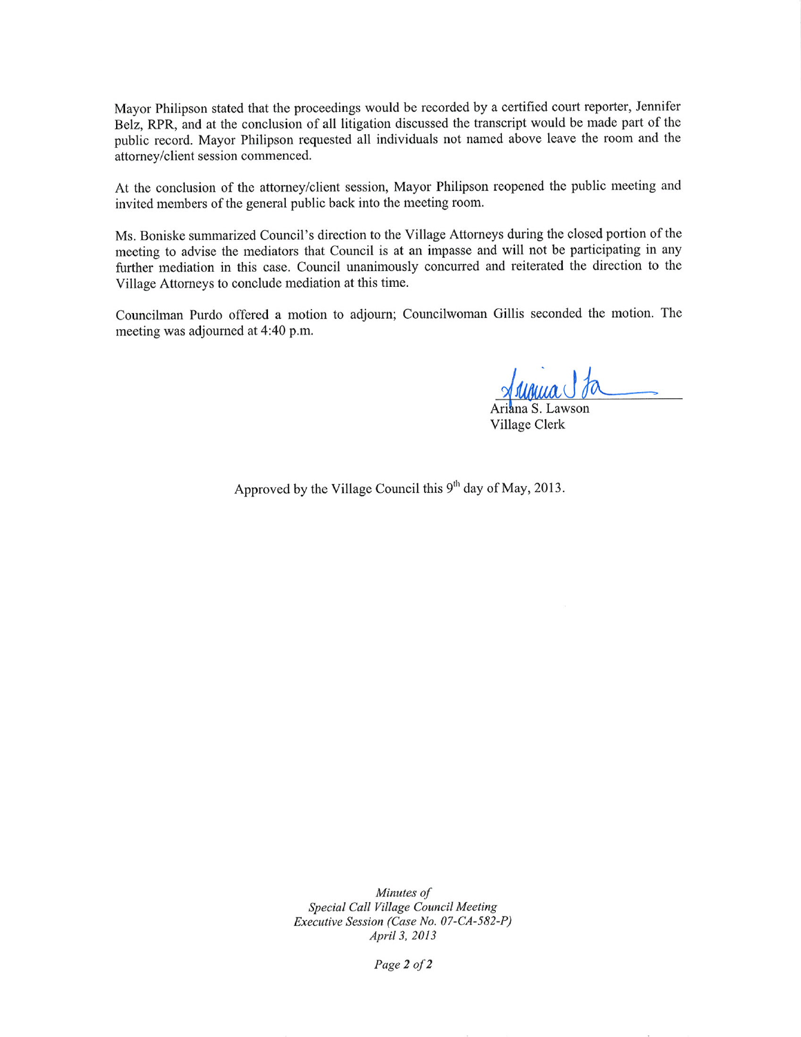Mayor Philipson stated that the proceedings would be recorded by a certified court reporter, Jennifer Belz, RPR, and at the conclusion of all litigation discussed the transcript would be made part of the public record. Mayor Philipson requested all individuals not named above leave the room and the attorney/client session commenced.

At the conclusion of the attorney/client session, Mayor Philipson reopened the public meeting and invited members of the general public back into the meeting room.

Ms. Boniske summarized Council's direction to the Village Attorneys during the closed portion of the meeting to advise the mediators that Council is at an impasse and will not be participating in any further mediation in this case. Council unanimously concurred and reiterated the direction to the Village Attorneys to conclude mediation at this time.

Councilman Purdo offered a motion to adjourn; Councilwoman Gillis seconded the motion. The meeting was adjourned at 4:40 p.m.

Ariana S. Lawson
Village Clerk

Approved by the Village Council this 9th day of May, 2013.

*Minutes of*
*Special Call Village Council Meeting*
*Executive Session (Case No. 07-CA-582-P)*
*April 3, 2013*